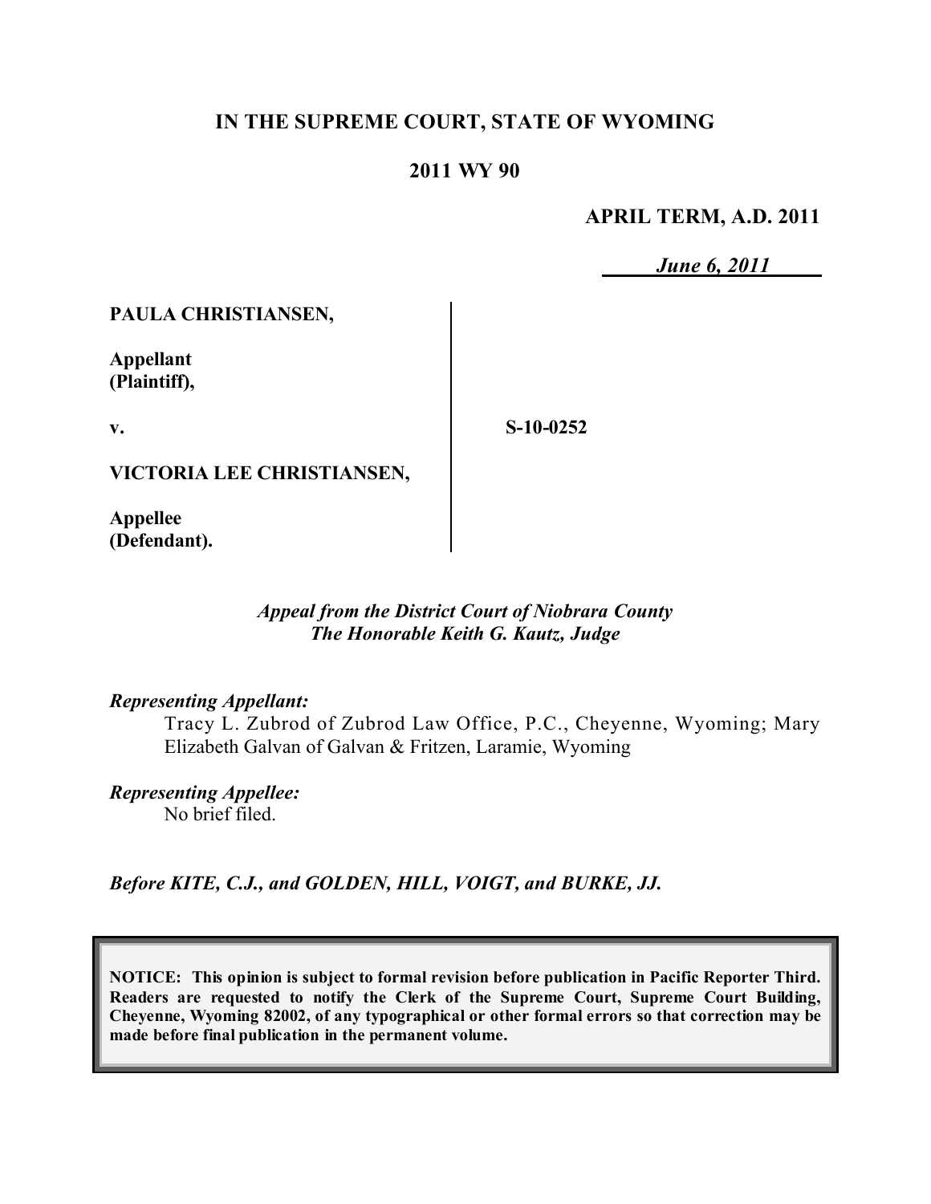**IN THE SUPREME COURT, STATE OF WYOMING**

**2011 WY 90**

**APRIL TERM, A.D. 2011**

***June 6, 2011***

**PAULA CHRISTIANSEN,**

**Appellant (Plaintiff),**

**v.**

**S-10-0252**

**VICTORIA LEE CHRISTIANSEN,**

**Appellee (Defendant).**

***Appeal from the District Court of Niobrara County***
***The Honorable Keith G. Kautz, Judge***

***Representing Appellant:***
Tracy L. Zubrod of Zubrod Law Office, P.C., Cheyenne, Wyoming; Mary Elizabeth Galvan of Galvan & Fritzen, Laramie, Wyoming

***Representing Appellee:***
No brief filed.

***Before KITE, C.J., and GOLDEN, HILL, VOIGT, and BURKE, JJ.***

**NOTICE: This opinion is subject to formal revision before publication in Pacific Reporter Third. Readers are requested to notify the Clerk of the Supreme Court, Supreme Court Building, Cheyenne, Wyoming 82002, of any typographical or other formal errors so that correction may be made before final publication in the permanent volume.**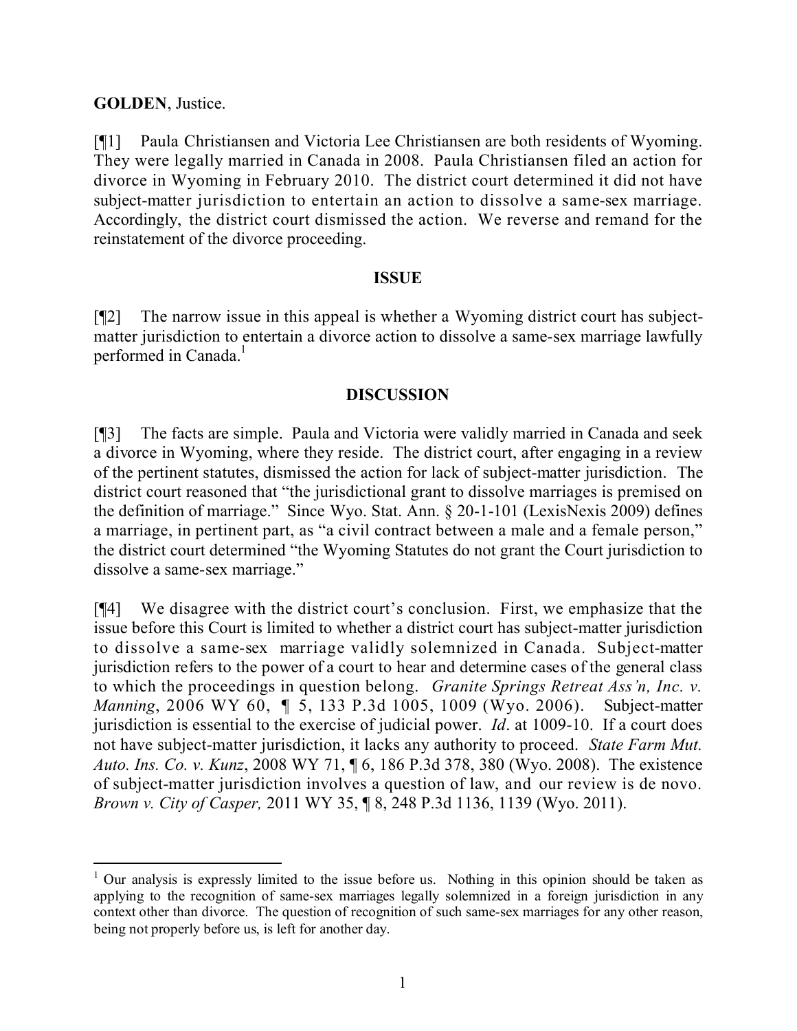**GOLDEN**, Justice.

[¶1] Paula Christiansen and Victoria Lee Christiansen are both residents of Wyoming. They were legally married in Canada in 2008. Paula Christiansen filed an action for divorce in Wyoming in February 2010. The district court determined it did not have subject-matter jurisdiction to entertain an action to dissolve a same-sex marriage. Accordingly, the district court dismissed the action. We reverse and remand for the reinstatement of the divorce proceeding.

## ISSUE

[¶2] The narrow issue in this appeal is whether a Wyoming district court has subject-matter jurisdiction to entertain a divorce action to dissolve a same-sex marriage lawfully performed in Canada.[1]

## DISCUSSION

[¶3] The facts are simple. Paula and Victoria were validly married in Canada and seek a divorce in Wyoming, where they reside. The district court, after engaging in a review of the pertinent statutes, dismissed the action for lack of subject-matter jurisdiction. The district court reasoned that "the jurisdictional grant to dissolve marriages is premised on the definition of marriage." Since Wyo. Stat. Ann. § 20-1-101 (LexisNexis 2009) defines a marriage, in pertinent part, as "a civil contract between a male and a female person," the district court determined "the Wyoming Statutes do not grant the Court jurisdiction to dissolve a same-sex marriage."

[¶4] We disagree with the district court's conclusion. First, we emphasize that the issue before this Court is limited to whether a district court has subject-matter jurisdiction to dissolve a same-sex marriage validly solemnized in Canada. Subject-matter jurisdiction refers to the power of a court to hear and determine cases of the general class to which the proceedings in question belong. *Granite Springs Retreat Ass'n, Inc. v. Manning*, 2006 WY 60, ¶ 5, 133 P.3d 1005, 1009 (Wyo. 2006). Subject-matter jurisdiction is essential to the exercise of judicial power. *Id*. at 1009-10. If a court does not have subject-matter jurisdiction, it lacks any authority to proceed. *State Farm Mut. Auto. Ins. Co. v. Kunz*, 2008 WY 71, ¶ 6, 186 P.3d 378, 380 (Wyo. 2008). The existence of subject-matter jurisdiction involves a question of law, and our review is de novo. *Brown v. City of Casper,* 2011 WY 35, ¶ 8, 248 P.3d 1136, 1139 (Wyo. 2011).

---

[1] Our analysis is expressly limited to the issue before us. Nothing in this opinion should be taken as applying to the recognition of same-sex marriages legally solemnized in a foreign jurisdiction in any context other than divorce. The question of recognition of such same-sex marriages for any other reason, being not properly before us, is left for another day.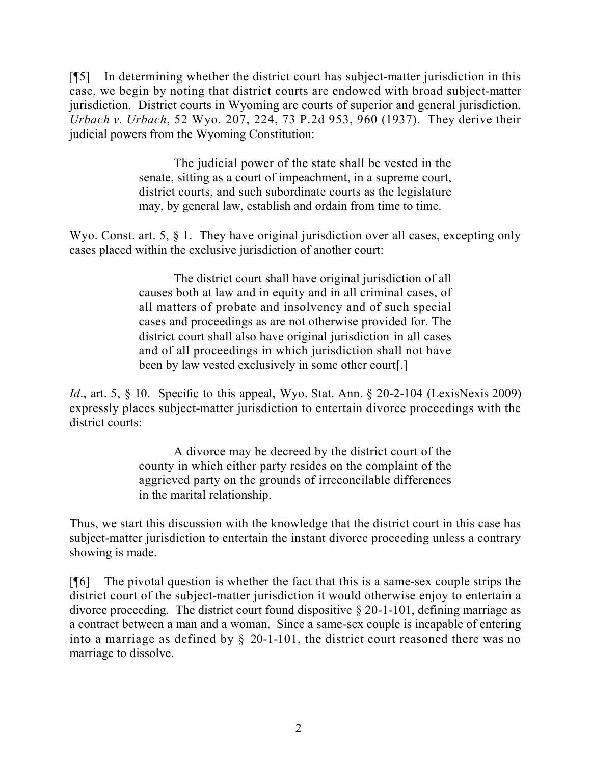[¶5] In determining whether the district court has subject-matter jurisdiction in this case, we begin by noting that district courts are endowed with broad subject-matter jurisdiction. District courts in Wyoming are courts of superior and general jurisdiction. *Urbach v. Urbach*, 52 Wyo. 207, 224, 73 P.2d 953, 960 (1937). They derive their judicial powers from the Wyoming Constitution:

> The judicial power of the state shall be vested in the senate, sitting as a court of impeachment, in a supreme court, district courts, and such subordinate courts as the legislature may, by general law, establish and ordain from time to time.

Wyo. Const. art. 5, § 1. They have original jurisdiction over all cases, excepting only cases placed within the exclusive jurisdiction of another court:

> The district court shall have original jurisdiction of all causes both at law and in equity and in all criminal cases, of all matters of probate and insolvency and of such special cases and proceedings as are not otherwise provided for. The district court shall also have original jurisdiction in all cases and of all proceedings in which jurisdiction shall not have been by law vested exclusively in some other court[.]

*Id*., art. 5, § 10. Specific to this appeal, Wyo. Stat. Ann. § 20-2-104 (LexisNexis 2009) expressly places subject-matter jurisdiction to entertain divorce proceedings with the district courts:

> A divorce may be decreed by the district court of the county in which either party resides on the complaint of the aggrieved party on the grounds of irreconcilable differences in the marital relationship.

Thus, we start this discussion with the knowledge that the district court in this case has subject-matter jurisdiction to entertain the instant divorce proceeding unless a contrary showing is made.

[¶6] The pivotal question is whether the fact that this is a same-sex couple strips the district court of the subject-matter jurisdiction it would otherwise enjoy to entertain a divorce proceeding. The district court found dispositive § 20-1-101, defining marriage as a contract between a man and a woman. Since a same-sex couple is incapable of entering into a marriage as defined by § 20-1-101, the district court reasoned there was no marriage to dissolve.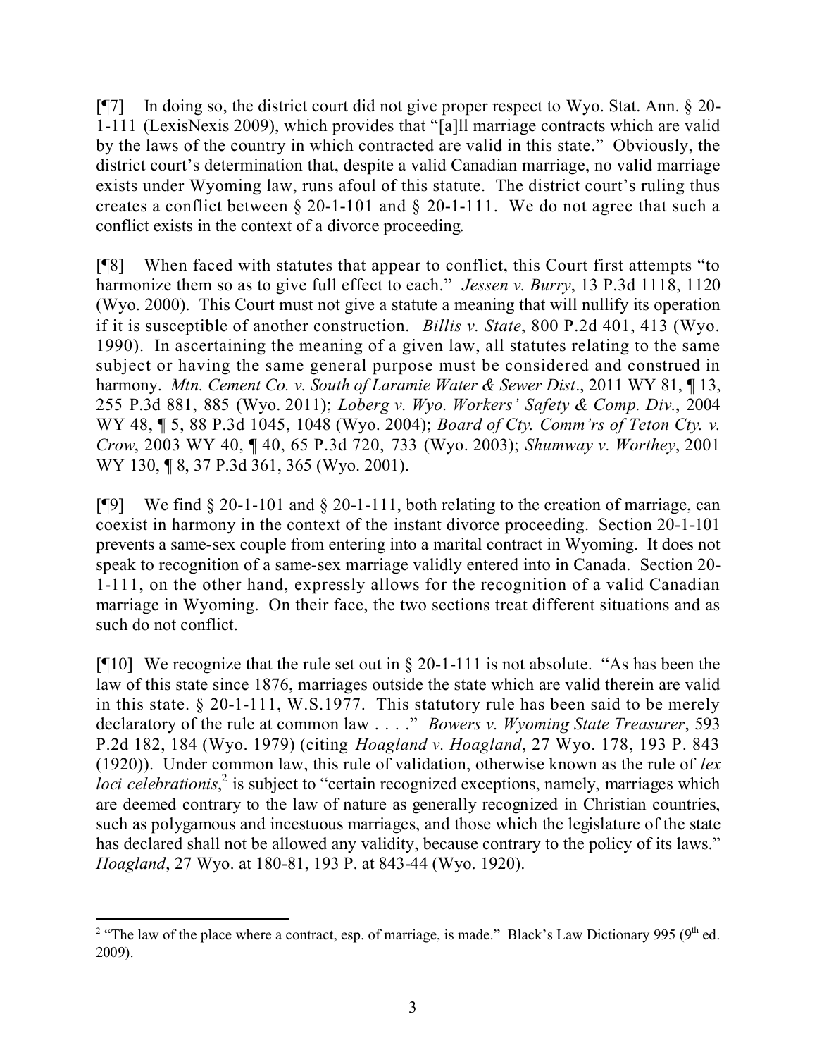[¶7] In doing so, the district court did not give proper respect to Wyo. Stat. Ann. § 20-1-111 (LexisNexis 2009), which provides that "[a]ll marriage contracts which are valid by the laws of the country in which contracted are valid in this state." Obviously, the district court's determination that, despite a valid Canadian marriage, no valid marriage exists under Wyoming law, runs afoul of this statute. The district court's ruling thus creates a conflict between § 20-1-101 and § 20-1-111. We do not agree that such a conflict exists in the context of a divorce proceeding.

[¶8] When faced with statutes that appear to conflict, this Court first attempts "to harmonize them so as to give full effect to each." *Jessen v. Burry*, 13 P.3d 1118, 1120 (Wyo. 2000). This Court must not give a statute a meaning that will nullify its operation if it is susceptible of another construction. *Billis v. State*, 800 P.2d 401, 413 (Wyo. 1990). In ascertaining the meaning of a given law, all statutes relating to the same subject or having the same general purpose must be considered and construed in harmony. *Mtn. Cement Co. v. South of Laramie Water & Sewer Dist*., 2011 WY 81, ¶ 13, 255 P.3d 881, 885 (Wyo. 2011); *Loberg v. Wyo. Workers' Safety & Comp. Div.*, 2004 WY 48, ¶ 5, 88 P.3d 1045, 1048 (Wyo. 2004); *Board of Cty. Comm'rs of Teton Cty. v. Crow*, 2003 WY 40, ¶ 40, 65 P.3d 720, 733 (Wyo. 2003); *Shumway v. Worthey*, 2001 WY 130, ¶ 8, 37 P.3d 361, 365 (Wyo. 2001).

[¶9] We find § 20-1-101 and § 20-1-111, both relating to the creation of marriage, can coexist in harmony in the context of the instant divorce proceeding. Section 20-1-101 prevents a same-sex couple from entering into a marital contract in Wyoming. It does not speak to recognition of a same-sex marriage validly entered into in Canada. Section 20-1-111, on the other hand, expressly allows for the recognition of a valid Canadian marriage in Wyoming. On their face, the two sections treat different situations and as such do not conflict.

[¶10] We recognize that the rule set out in § 20-1-111 is not absolute. "As has been the law of this state since 1876, marriages outside the state which are valid therein are valid in this state. § 20-1-111, W.S.1977. This statutory rule has been said to be merely declaratory of the rule at common law . . . ." *Bowers v. Wyoming State Treasurer*, 593 P.2d 182, 184 (Wyo. 1979) (citing *Hoagland v. Hoagland*, 27 Wyo. 178, 193 P. 843 (1920)). Under common law, this rule of validation, otherwise known as the rule of *lex loci celebrationis*,[2] is subject to "certain recognized exceptions, namely, marriages which are deemed contrary to the law of nature as generally recognized in Christian countries, such as polygamous and incestuous marriages, and those which the legislature of the state has declared shall not be allowed any validity, because contrary to the policy of its laws." *Hoagland*, 27 Wyo. at 180-81, 193 P. at 843-44 (Wyo. 1920).

---

[2] "The law of the place where a contract, esp. of marriage, is made." Black's Law Dictionary 995 (9th ed. 2009).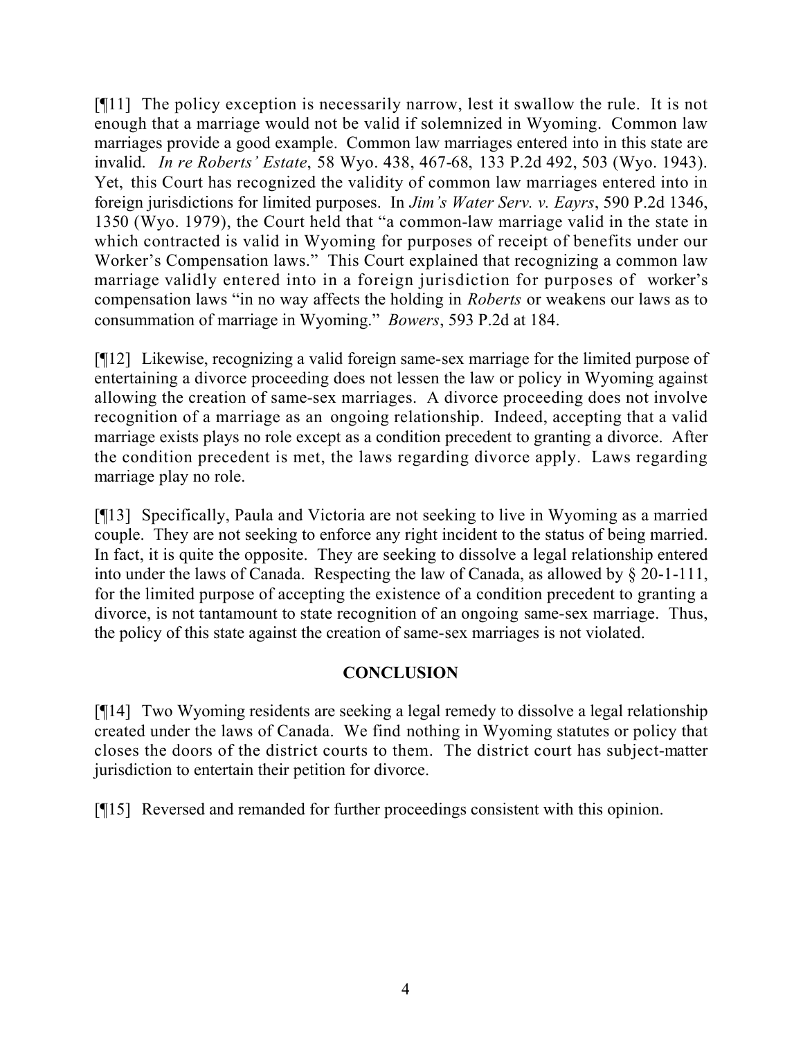[¶11] The policy exception is necessarily narrow, lest it swallow the rule. It is not enough that a marriage would not be valid if solemnized in Wyoming. Common law marriages provide a good example. Common law marriages entered into in this state are invalid. *In re Roberts' Estate*, 58 Wyo. 438, 467-68, 133 P.2d 492, 503 (Wyo. 1943). Yet, this Court has recognized the validity of common law marriages entered into in foreign jurisdictions for limited purposes. In *Jim's Water Serv. v. Eayrs*, 590 P.2d 1346, 1350 (Wyo. 1979), the Court held that "a common-law marriage valid in the state in which contracted is valid in Wyoming for purposes of receipt of benefits under our Worker's Compensation laws." This Court explained that recognizing a common law marriage validly entered into in a foreign jurisdiction for purposes of worker's compensation laws "in no way affects the holding in *Roberts* or weakens our laws as to consummation of marriage in Wyoming." *Bowers*, 593 P.2d at 184.

[¶12] Likewise, recognizing a valid foreign same-sex marriage for the limited purpose of entertaining a divorce proceeding does not lessen the law or policy in Wyoming against allowing the creation of same-sex marriages. A divorce proceeding does not involve recognition of a marriage as an ongoing relationship. Indeed, accepting that a valid marriage exists plays no role except as a condition precedent to granting a divorce. After the condition precedent is met, the laws regarding divorce apply. Laws regarding marriage play no role.

[¶13] Specifically, Paula and Victoria are not seeking to live in Wyoming as a married couple. They are not seeking to enforce any right incident to the status of being married. In fact, it is quite the opposite. They are seeking to dissolve a legal relationship entered into under the laws of Canada. Respecting the law of Canada, as allowed by § 20-1-111, for the limited purpose of accepting the existence of a condition precedent to granting a divorce, is not tantamount to state recognition of an ongoing same-sex marriage. Thus, the policy of this state against the creation of same-sex marriages is not violated.

## CONCLUSION

[¶14] Two Wyoming residents are seeking a legal remedy to dissolve a legal relationship created under the laws of Canada. We find nothing in Wyoming statutes or policy that closes the doors of the district courts to them. The district court has subject-matter jurisdiction to entertain their petition for divorce.

[¶15] Reversed and remanded for further proceedings consistent with this opinion.